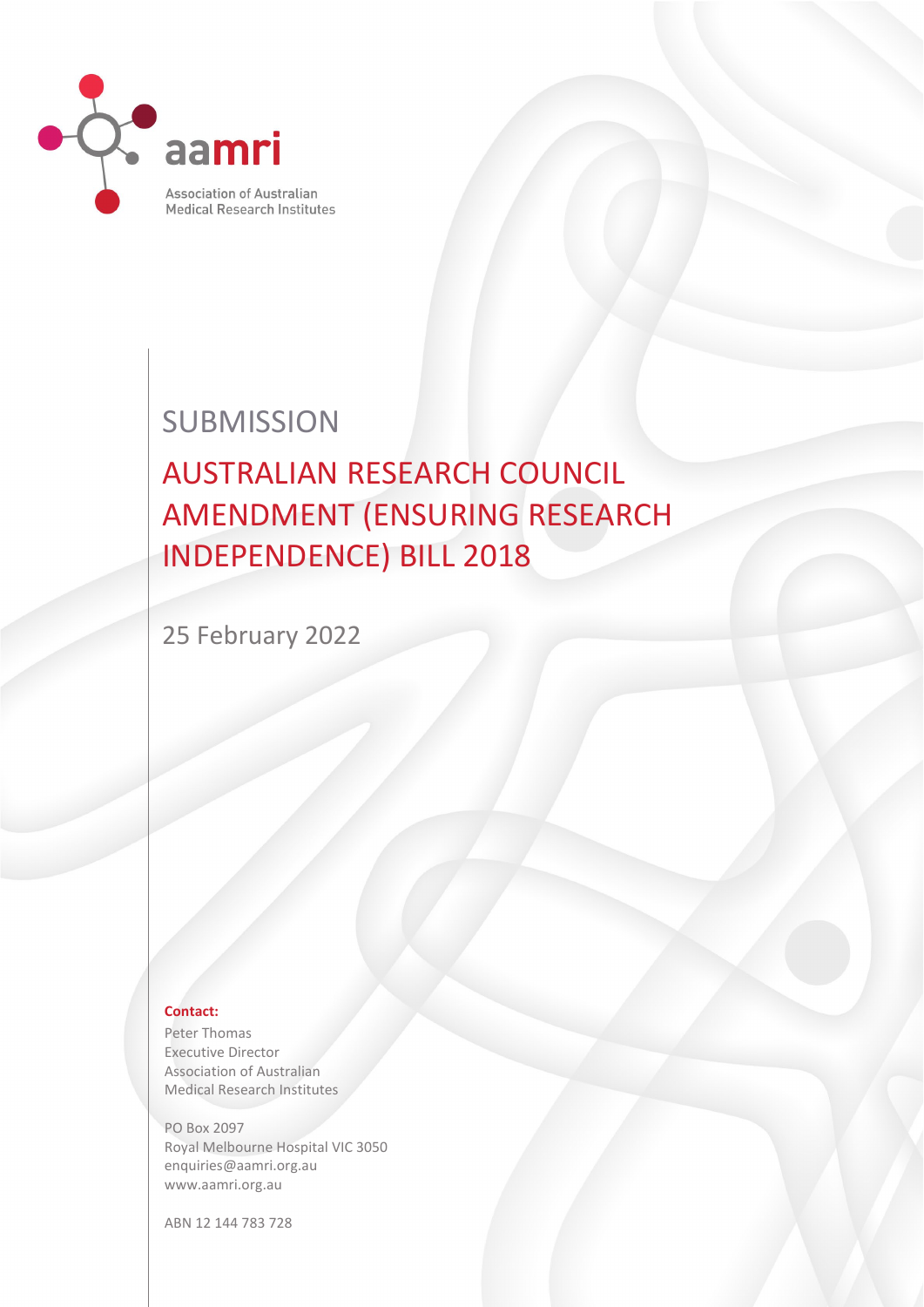aamri

Association of Australian Medical Research Institutes

# SUBMISSION

# AUSTRALIAN RESEARCH COUNCIL AMENDMENT (ENSURING RESEARCH INDEPENDENCE) BILL 2018

25 February 2022

**Contact:**

Peter Thomas
Executive Director
Association of Australian
Medical Research Institutes

PO Box 2097
Royal Melbourne Hospital VIC 3050
enquiries@aamri.org.au
www.aamri.org.au

ABN 12 144 783 728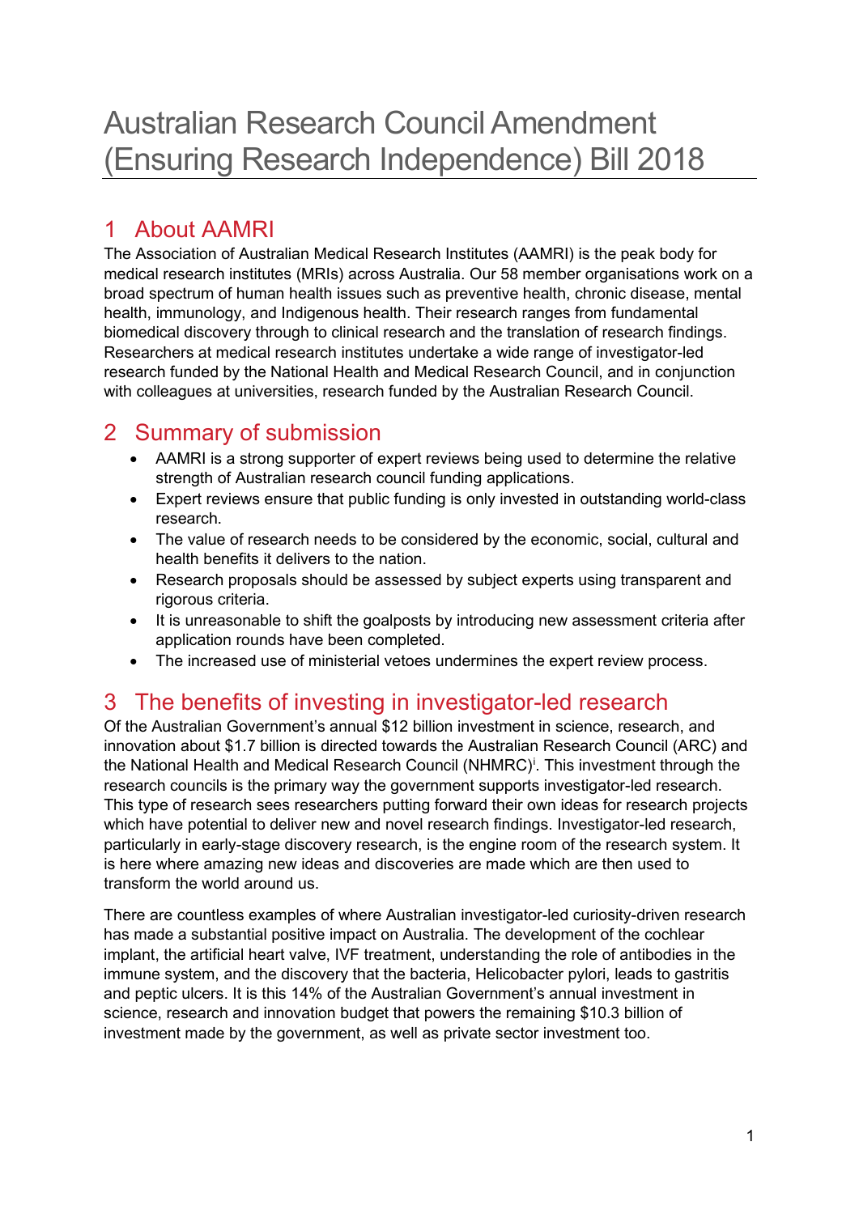# Australian Research Council Amendment (Ensuring Research Independence) Bill 2018

## 1 About AAMRI

The Association of Australian Medical Research Institutes (AAMRI) is the peak body for medical research institutes (MRIs) across Australia. Our 58 member organisations work on a broad spectrum of human health issues such as preventive health, chronic disease, mental health, immunology, and Indigenous health. Their research ranges from fundamental biomedical discovery through to clinical research and the translation of research findings. Researchers at medical research institutes undertake a wide range of investigator-led research funded by the National Health and Medical Research Council, and in conjunction with colleagues at universities, research funded by the Australian Research Council.

## 2 Summary of submission

- AAMRI is a strong supporter of expert reviews being used to determine the relative strength of Australian research council funding applications.
- Expert reviews ensure that public funding is only invested in outstanding world-class research.
- The value of research needs to be considered by the economic, social, cultural and health benefits it delivers to the nation.
- Research proposals should be assessed by subject experts using transparent and rigorous criteria.
- It is unreasonable to shift the goalposts by introducing new assessment criteria after application rounds have been completed.
- The increased use of ministerial vetoes undermines the expert review process.

## 3 The benefits of investing in investigator-led research

Of the Australian Government's annual $12 billion investment in science, research, and innovation about $1.7 billion is directed towards the Australian Research Council (ARC) and the National Health and Medical Research Council (NHMRC)[i]. This investment through the research councils is the primary way the government supports investigator-led research. This type of research sees researchers putting forward their own ideas for research projects which have potential to deliver new and novel research findings. Investigator-led research, particularly in early-stage discovery research, is the engine room of the research system. It is here where amazing new ideas and discoveries are made which are then used to transform the world around us.

There are countless examples of where Australian investigator-led curiosity-driven research has made a substantial positive impact on Australia. The development of the cochlear implant, the artificial heart valve, IVF treatment, understanding the role of antibodies in the immune system, and the discovery that the bacteria, Helicobacter pylori, leads to gastritis and peptic ulcers. It is this 14% of the Australian Government's annual investment in science, research and innovation budget that powers the remaining $10.3 billion of investment made by the government, as well as private sector investment too.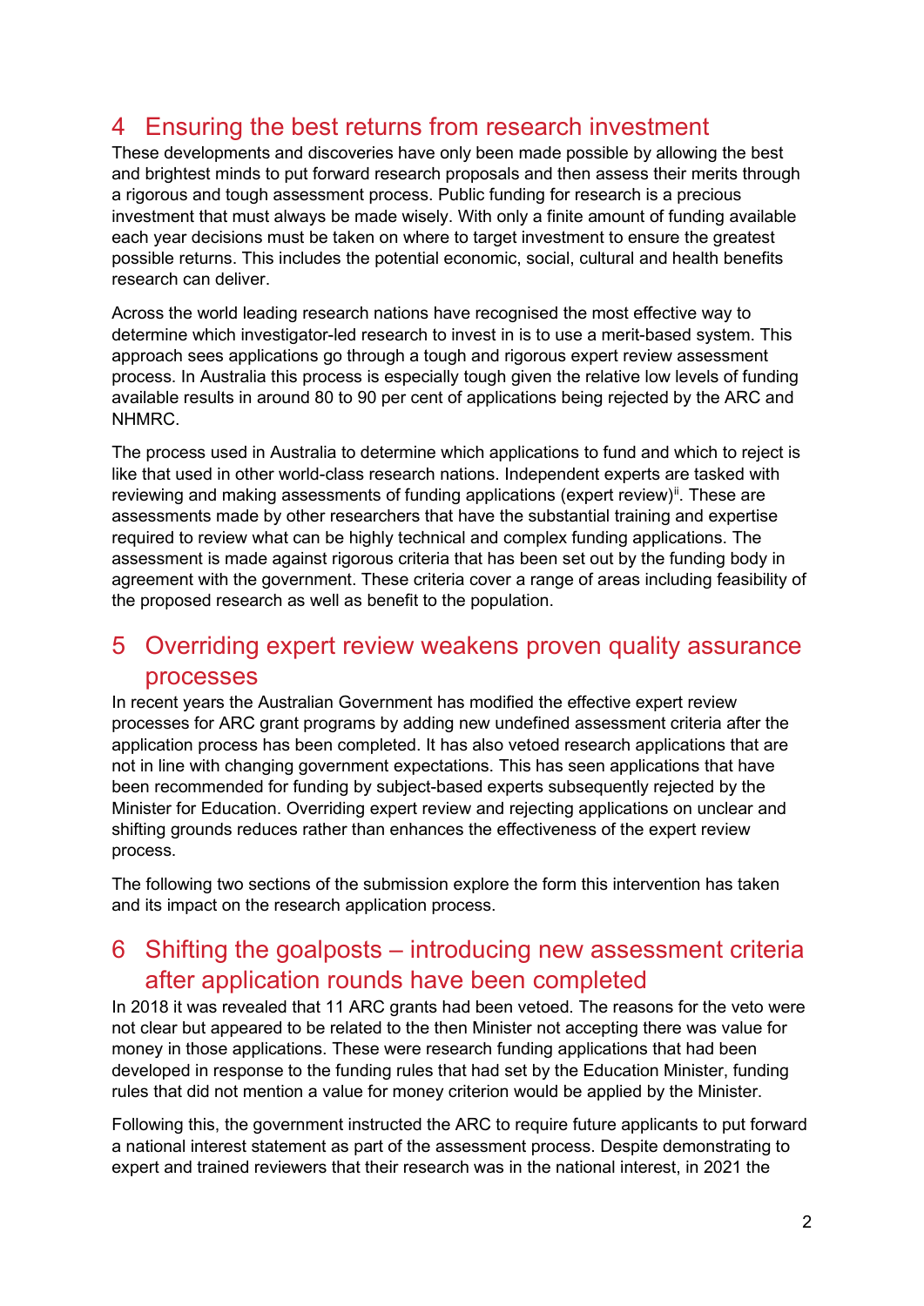# 4 Ensuring the best returns from research investment

These developments and discoveries have only been made possible by allowing the best and brightest minds to put forward research proposals and then assess their merits through a rigorous and tough assessment process. Public funding for research is a precious investment that must always be made wisely. With only a finite amount of funding available each year decisions must be taken on where to target investment to ensure the greatest possible returns. This includes the potential economic, social, cultural and health benefits research can deliver.

Across the world leading research nations have recognised the most effective way to determine which investigator-led research to invest in is to use a merit-based system. This approach sees applications go through a tough and rigorous expert review assessment process. In Australia this process is especially tough given the relative low levels of funding available results in around 80 to 90 per cent of applications being rejected by the ARC and NHMRC.

The process used in Australia to determine which applications to fund and which to reject is like that used in other world-class research nations. Independent experts are tasked with reviewing and making assessments of funding applications (expert review)[ii]. These are assessments made by other researchers that have the substantial training and expertise required to review what can be highly technical and complex funding applications. The assessment is made against rigorous criteria that has been set out by the funding body in agreement with the government. These criteria cover a range of areas including feasibility of the proposed research as well as benefit to the population.

# 5 Overriding expert review weakens proven quality assurance processes

In recent years the Australian Government has modified the effective expert review processes for ARC grant programs by adding new undefined assessment criteria after the application process has been completed. It has also vetoed research applications that are not in line with changing government expectations. This has seen applications that have been recommended for funding by subject-based experts subsequently rejected by the Minister for Education. Overriding expert review and rejecting applications on unclear and shifting grounds reduces rather than enhances the effectiveness of the expert review process.

The following two sections of the submission explore the form this intervention has taken and its impact on the research application process.

# 6 Shifting the goalposts – introducing new assessment criteria after application rounds have been completed

In 2018 it was revealed that 11 ARC grants had been vetoed. The reasons for the veto were not clear but appeared to be related to the then Minister not accepting there was value for money in those applications. These were research funding applications that had been developed in response to the funding rules that had set by the Education Minister, funding rules that did not mention a value for money criterion would be applied by the Minister.

Following this, the government instructed the ARC to require future applicants to put forward a national interest statement as part of the assessment process. Despite demonstrating to expert and trained reviewers that their research was in the national interest, in 2021 the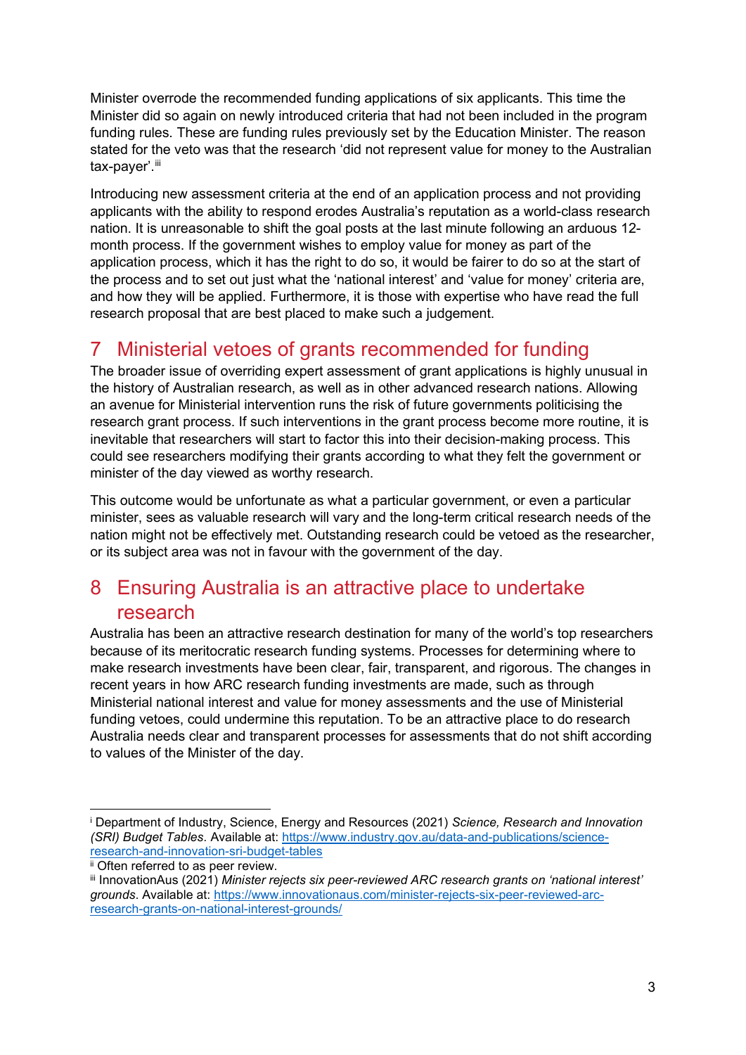Minister overrode the recommended funding applications of six applicants. This time the Minister did so again on newly introduced criteria that had not been included in the program funding rules. These are funding rules previously set by the Education Minister. The reason stated for the veto was that the research 'did not represent value for money to the Australian tax-payer'.[iii]

Introducing new assessment criteria at the end of an application process and not providing applicants with the ability to respond erodes Australia's reputation as a world-class research nation. It is unreasonable to shift the goal posts at the last minute following an arduous 12-month process. If the government wishes to employ value for money as part of the application process, which it has the right to do so, it would be fairer to do so at the start of the process and to set out just what the 'national interest' and 'value for money' criteria are, and how they will be applied. Furthermore, it is those with expertise who have read the full research proposal that are best placed to make such a judgement.

# 7 Ministerial vetoes of grants recommended for funding

The broader issue of overriding expert assessment of grant applications is highly unusual in the history of Australian research, as well as in other advanced research nations. Allowing an avenue for Ministerial intervention runs the risk of future governments politicising the research grant process. If such interventions in the grant process become more routine, it is inevitable that researchers will start to factor this into their decision-making process. This could see researchers modifying their grants according to what they felt the government or minister of the day viewed as worthy research.

This outcome would be unfortunate as what a particular government, or even a particular minister, sees as valuable research will vary and the long-term critical research needs of the nation might not be effectively met. Outstanding research could be vetoed as the researcher, or its subject area was not in favour with the government of the day.

# 8 Ensuring Australia is an attractive place to undertake research

Australia has been an attractive research destination for many of the world's top researchers because of its meritocratic research funding systems. Processes for determining where to make research investments have been clear, fair, transparent, and rigorous. The changes in recent years in how ARC research funding investments are made, such as through Ministerial national interest and value for money assessments and the use of Ministerial funding vetoes, could undermine this reputation. To be an attractive place to do research Australia needs clear and transparent processes for assessments that do not shift according to values of the Minister of the day.

---

[i] Department of Industry, Science, Energy and Resources (2021) *Science, Research and Innovation (SRI) Budget Tables*. Available at: https://www.industry.gov.au/data-and-publications/science-research-and-innovation-sri-budget-tables

[ii] Often referred to as peer review.

[iii] InnovationAus (2021) *Minister rejects six peer-reviewed ARC research grants on 'national interest' grounds*. Available at: https://www.innovationaus.com/minister-rejects-six-peer-reviewed-arc-research-grants-on-national-interest-grounds/